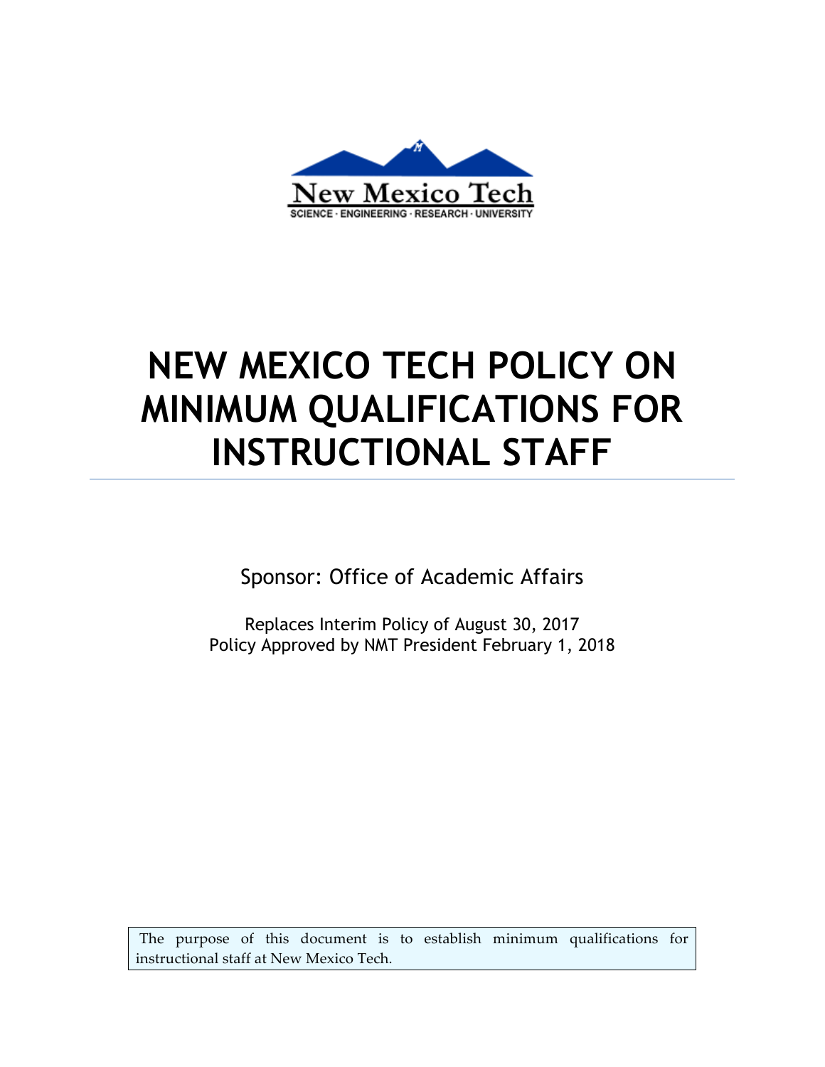New Mexico Tech

SCIENCE · ENGINEERING · RESEARCH · UNIVERSITY

# NEW MEXICO TECH POLICY ON MINIMUM QUALIFICATIONS FOR INSTRUCTIONAL STAFF

Sponsor: Office of Academic Affairs

Replaces Interim Policy of August 30, 2017
Policy Approved by NMT President February 1, 2018

The purpose of this document is to establish minimum qualifications for instructional staff at New Mexico Tech.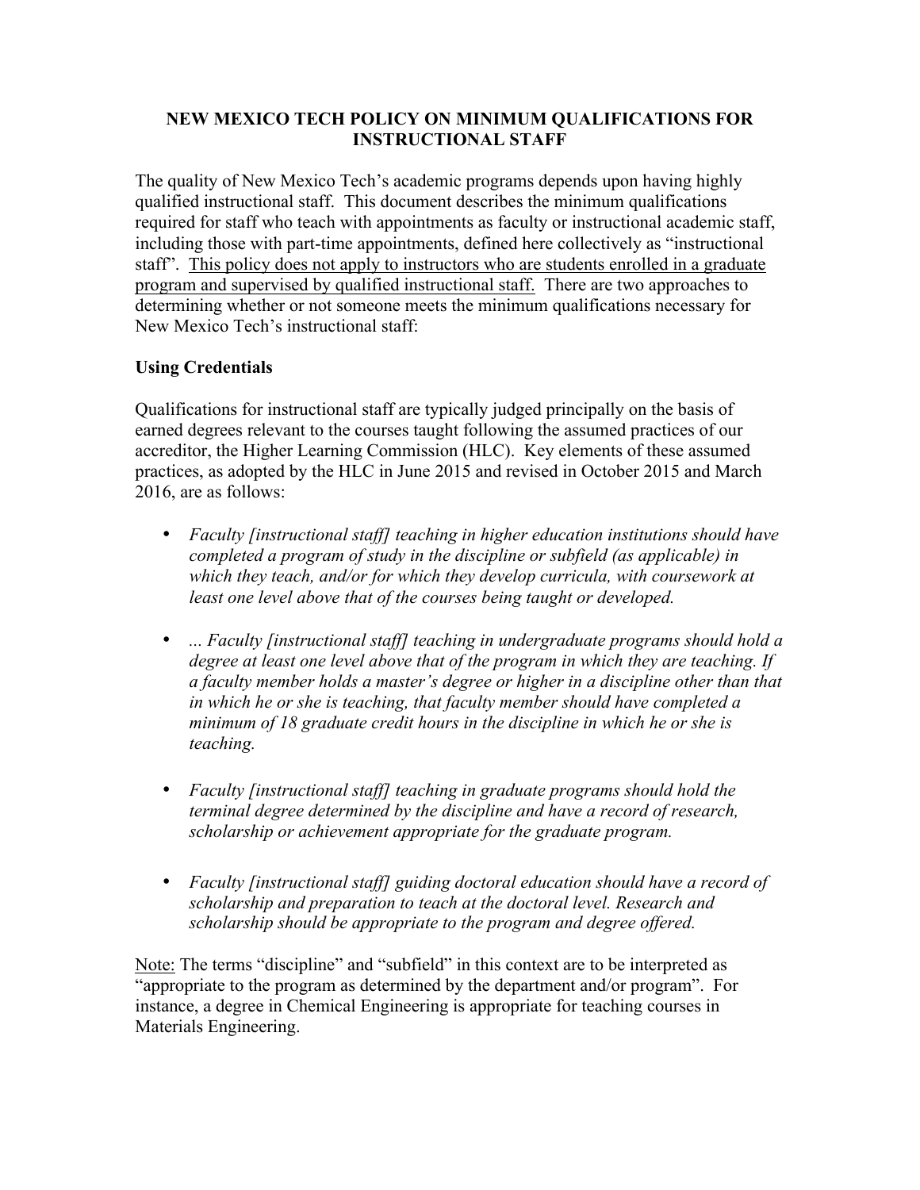# NEW MEXICO TECH POLICY ON MINIMUM QUALIFICATIONS FOR INSTRUCTIONAL STAFF

The quality of New Mexico Tech's academic programs depends upon having highly qualified instructional staff. This document describes the minimum qualifications required for staff who teach with appointments as faculty or instructional academic staff, including those with part-time appointments, defined here collectively as "instructional staff". <u>This policy does not apply to instructors who are students enrolled in a graduate program and supervised by qualified instructional staff.</u> There are two approaches to determining whether or not someone meets the minimum qualifications necessary for New Mexico Tech's instructional staff:

## Using Credentials

Qualifications for instructional staff are typically judged principally on the basis of earned degrees relevant to the courses taught following the assumed practices of our accreditor, the Higher Learning Commission (HLC). Key elements of these assumed practices, as adopted by the HLC in June 2015 and revised in October 2015 and March 2016, are as follows:

- *Faculty [instructional staff] teaching in higher education institutions should have completed a program of study in the discipline or subfield (as applicable) in which they teach, and/or for which they develop curricula, with coursework at least one level above that of the courses being taught or developed.*

- *... Faculty [instructional staff] teaching in undergraduate programs should hold a degree at least one level above that of the program in which they are teaching. If a faculty member holds a master's degree or higher in a discipline other than that in which he or she is teaching, that faculty member should have completed a minimum of 18 graduate credit hours in the discipline in which he or she is teaching.*

- *Faculty [instructional staff] teaching in graduate programs should hold the terminal degree determined by the discipline and have a record of research, scholarship or achievement appropriate for the graduate program.*

- *Faculty [instructional staff] guiding doctoral education should have a record of scholarship and preparation to teach at the doctoral level. Research and scholarship should be appropriate to the program and degree offered.*

<u>Note:</u> The terms "discipline" and "subfield" in this context are to be interpreted as "appropriate to the program as determined by the department and/or program". For instance, a degree in Chemical Engineering is appropriate for teaching courses in Materials Engineering.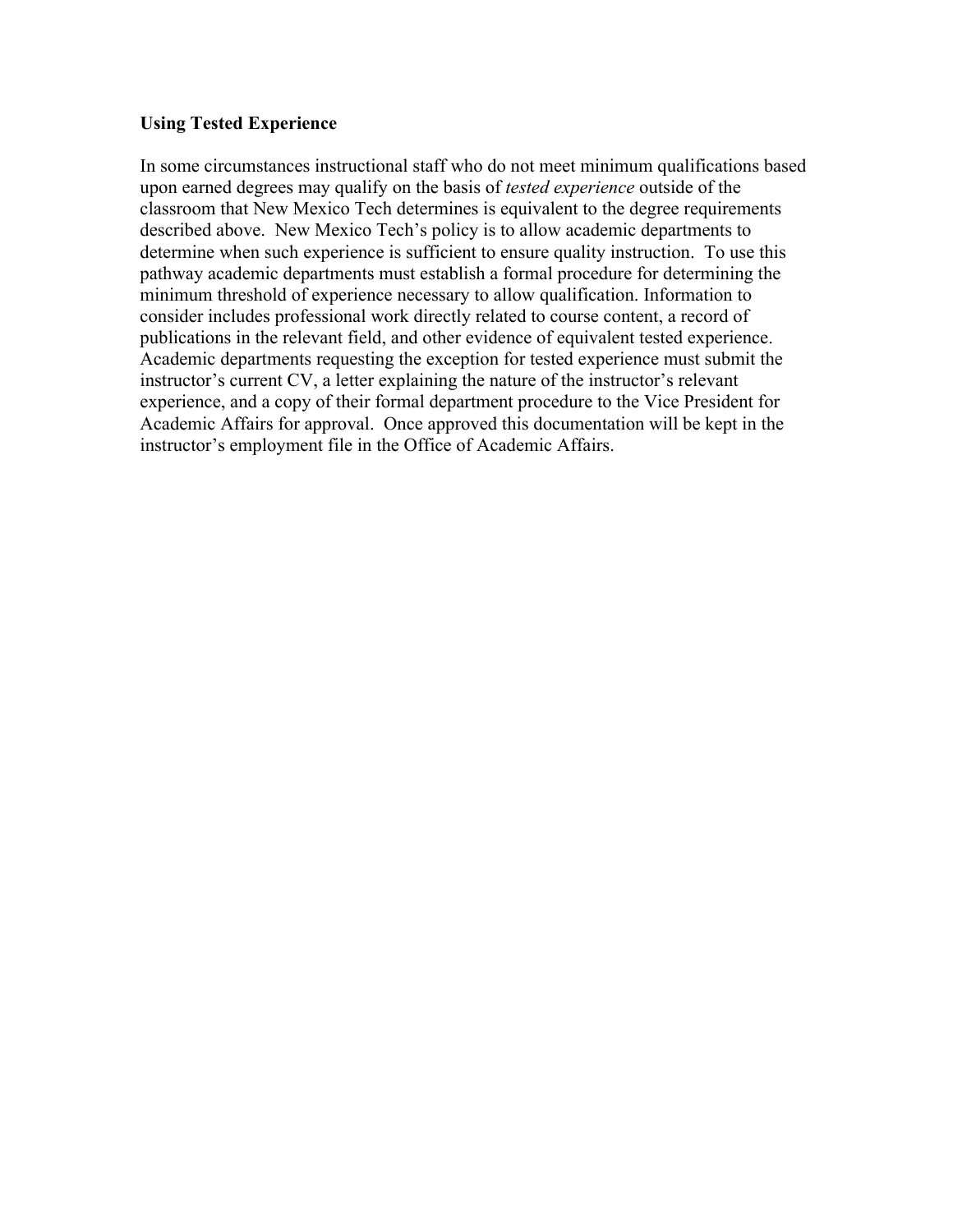**Using Tested Experience**

In some circumstances instructional staff who do not meet minimum qualifications based upon earned degrees may qualify on the basis of *tested experience* outside of the classroom that New Mexico Tech determines is equivalent to the degree requirements described above. New Mexico Tech's policy is to allow academic departments to determine when such experience is sufficient to ensure quality instruction. To use this pathway academic departments must establish a formal procedure for determining the minimum threshold of experience necessary to allow qualification. Information to consider includes professional work directly related to course content, a record of publications in the relevant field, and other evidence of equivalent tested experience. Academic departments requesting the exception for tested experience must submit the instructor's current CV, a letter explaining the nature of the instructor's relevant experience, and a copy of their formal department procedure to the Vice President for Academic Affairs for approval. Once approved this documentation will be kept in the instructor's employment file in the Office of Academic Affairs.